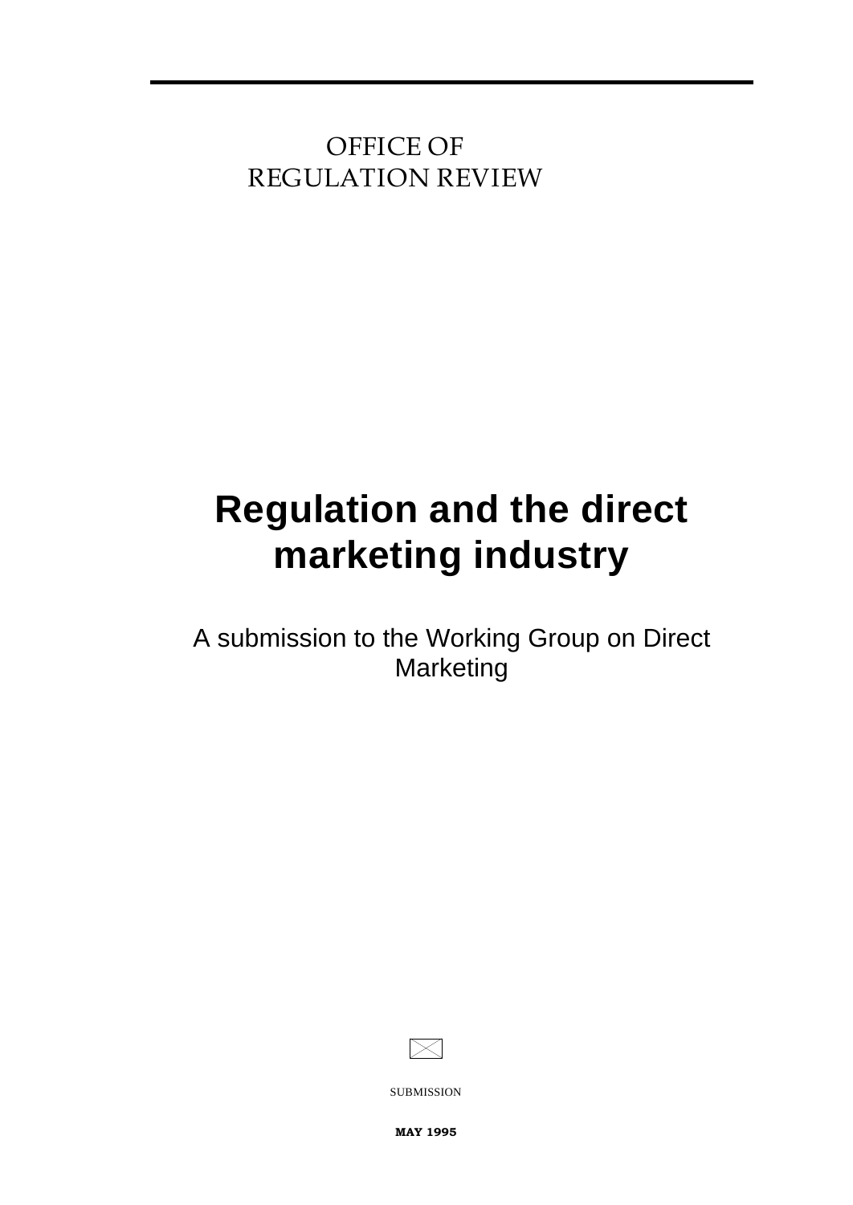OFFICE OF
REGULATION REVIEW

# Regulation and the direct marketing industry

A submission to the Working Group on Direct Marketing

SUBMISSION

**MAY 1995**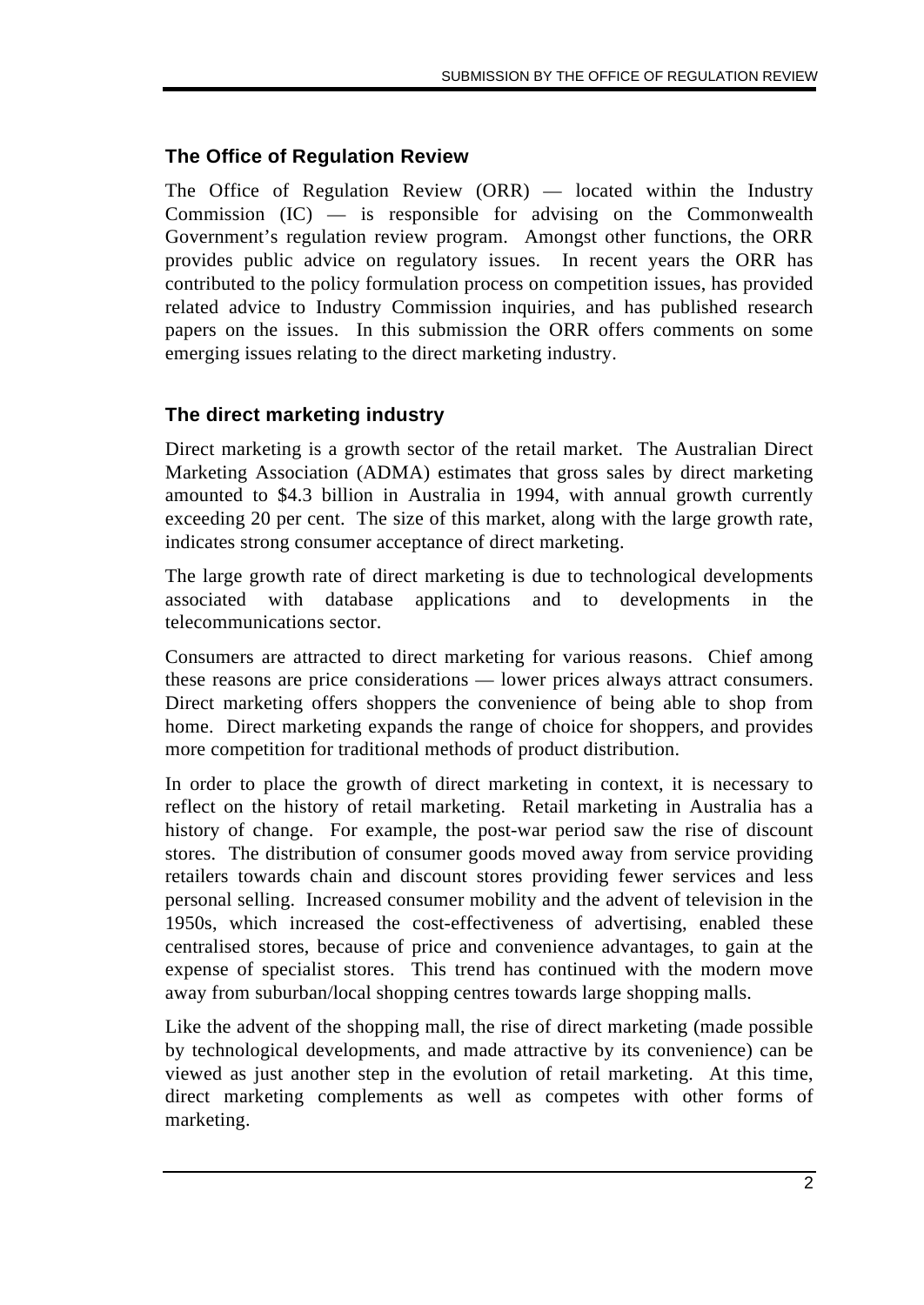## The Office of Regulation Review

The Office of Regulation Review (ORR) — located within the Industry Commission (IC) — is responsible for advising on the Commonwealth Government's regulation review program. Amongst other functions, the ORR provides public advice on regulatory issues. In recent years the ORR has contributed to the policy formulation process on competition issues, has provided related advice to Industry Commission inquiries, and has published research papers on the issues. In this submission the ORR offers comments on some emerging issues relating to the direct marketing industry.

## The direct marketing industry

Direct marketing is a growth sector of the retail market. The Australian Direct Marketing Association (ADMA) estimates that gross sales by direct marketing amounted to $4.3 billion in Australia in 1994, with annual growth currently exceeding 20 per cent. The size of this market, along with the large growth rate, indicates strong consumer acceptance of direct marketing.

The large growth rate of direct marketing is due to technological developments associated with database applications and to developments in the telecommunications sector.

Consumers are attracted to direct marketing for various reasons. Chief among these reasons are price considerations — lower prices always attract consumers. Direct marketing offers shoppers the convenience of being able to shop from home. Direct marketing expands the range of choice for shoppers, and provides more competition for traditional methods of product distribution.

In order to place the growth of direct marketing in context, it is necessary to reflect on the history of retail marketing. Retail marketing in Australia has a history of change. For example, the post-war period saw the rise of discount stores. The distribution of consumer goods moved away from service providing retailers towards chain and discount stores providing fewer services and less personal selling. Increased consumer mobility and the advent of television in the 1950s, which increased the cost-effectiveness of advertising, enabled these centralised stores, because of price and convenience advantages, to gain at the expense of specialist stores. This trend has continued with the modern move away from suburban/local shopping centres towards large shopping malls.

Like the advent of the shopping mall, the rise of direct marketing (made possible by technological developments, and made attractive by its convenience) can be viewed as just another step in the evolution of retail marketing. At this time, direct marketing complements as well as competes with other forms of marketing.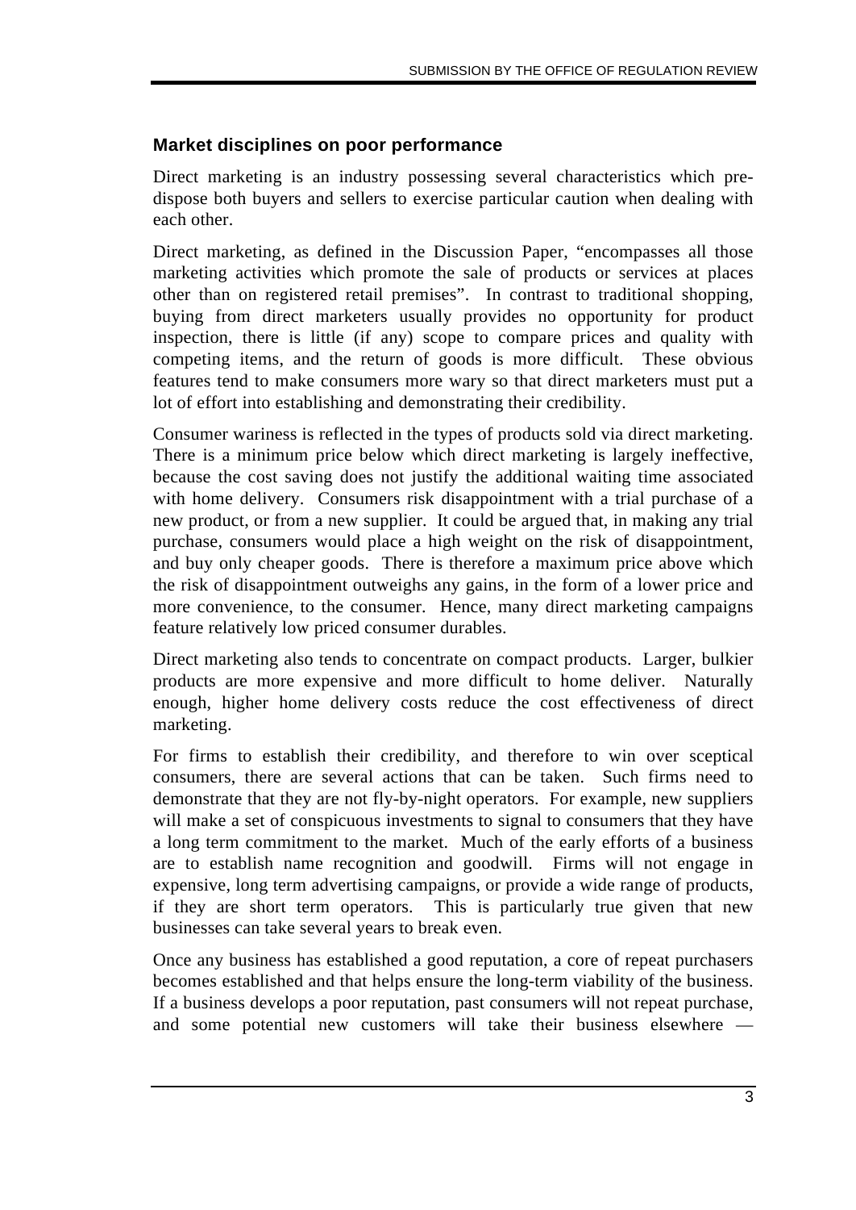### Market disciplines on poor performance

Direct marketing is an industry possessing several characteristics which pre-dispose both buyers and sellers to exercise particular caution when dealing with each other.

Direct marketing, as defined in the Discussion Paper, "encompasses all those marketing activities which promote the sale of products or services at places other than on registered retail premises". In contrast to traditional shopping, buying from direct marketers usually provides no opportunity for product inspection, there is little (if any) scope to compare prices and quality with competing items, and the return of goods is more difficult. These obvious features tend to make consumers more wary so that direct marketers must put a lot of effort into establishing and demonstrating their credibility.

Consumer wariness is reflected in the types of products sold via direct marketing. There is a minimum price below which direct marketing is largely ineffective, because the cost saving does not justify the additional waiting time associated with home delivery. Consumers risk disappointment with a trial purchase of a new product, or from a new supplier. It could be argued that, in making any trial purchase, consumers would place a high weight on the risk of disappointment, and buy only cheaper goods. There is therefore a maximum price above which the risk of disappointment outweighs any gains, in the form of a lower price and more convenience, to the consumer. Hence, many direct marketing campaigns feature relatively low priced consumer durables.

Direct marketing also tends to concentrate on compact products. Larger, bulkier products are more expensive and more difficult to home deliver. Naturally enough, higher home delivery costs reduce the cost effectiveness of direct marketing.

For firms to establish their credibility, and therefore to win over sceptical consumers, there are several actions that can be taken. Such firms need to demonstrate that they are not fly-by-night operators. For example, new suppliers will make a set of conspicuous investments to signal to consumers that they have a long term commitment to the market. Much of the early efforts of a business are to establish name recognition and goodwill. Firms will not engage in expensive, long term advertising campaigns, or provide a wide range of products, if they are short term operators. This is particularly true given that new businesses can take several years to break even.

Once any business has established a good reputation, a core of repeat purchasers becomes established and that helps ensure the long-term viability of the business. If a business develops a poor reputation, past consumers will not repeat purchase, and some potential new customers will take their business elsewhere —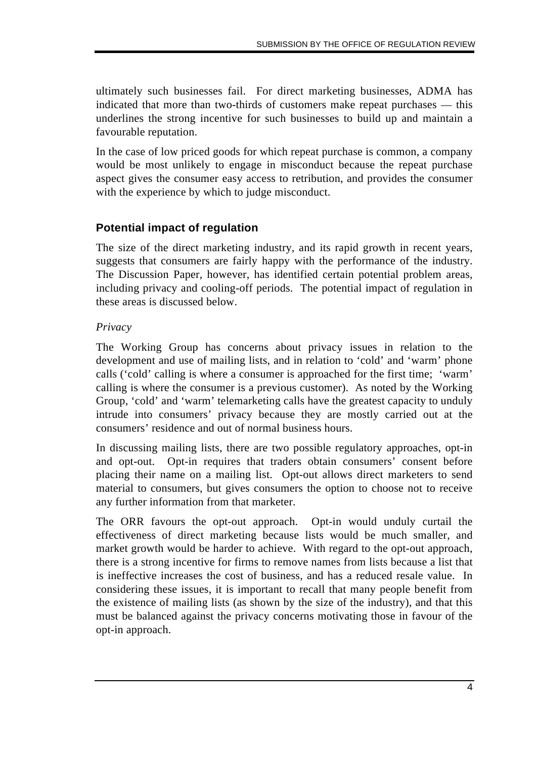ultimately such businesses fail. For direct marketing businesses, ADMA has indicated that more than two-thirds of customers make repeat purchases — this underlines the strong incentive for such businesses to build up and maintain a favourable reputation.

In the case of low priced goods for which repeat purchase is common, a company would be most unlikely to engage in misconduct because the repeat purchase aspect gives the consumer easy access to retribution, and provides the consumer with the experience by which to judge misconduct.

### Potential impact of regulation

The size of the direct marketing industry, and its rapid growth in recent years, suggests that consumers are fairly happy with the performance of the industry. The Discussion Paper, however, has identified certain potential problem areas, including privacy and cooling-off periods. The potential impact of regulation in these areas is discussed below.

*Privacy*

The Working Group has concerns about privacy issues in relation to the development and use of mailing lists, and in relation to 'cold' and 'warm' phone calls ('cold' calling is where a consumer is approached for the first time; 'warm' calling is where the consumer is a previous customer). As noted by the Working Group, 'cold' and 'warm' telemarketing calls have the greatest capacity to unduly intrude into consumers' privacy because they are mostly carried out at the consumers' residence and out of normal business hours.

In discussing mailing lists, there are two possible regulatory approaches, opt-in and opt-out. Opt-in requires that traders obtain consumers' consent before placing their name on a mailing list. Opt-out allows direct marketers to send material to consumers, but gives consumers the option to choose not to receive any further information from that marketer.

The ORR favours the opt-out approach. Opt-in would unduly curtail the effectiveness of direct marketing because lists would be much smaller, and market growth would be harder to achieve. With regard to the opt-out approach, there is a strong incentive for firms to remove names from lists because a list that is ineffective increases the cost of business, and has a reduced resale value. In considering these issues, it is important to recall that many people benefit from the existence of mailing lists (as shown by the size of the industry), and that this must be balanced against the privacy concerns motivating those in favour of the opt-in approach.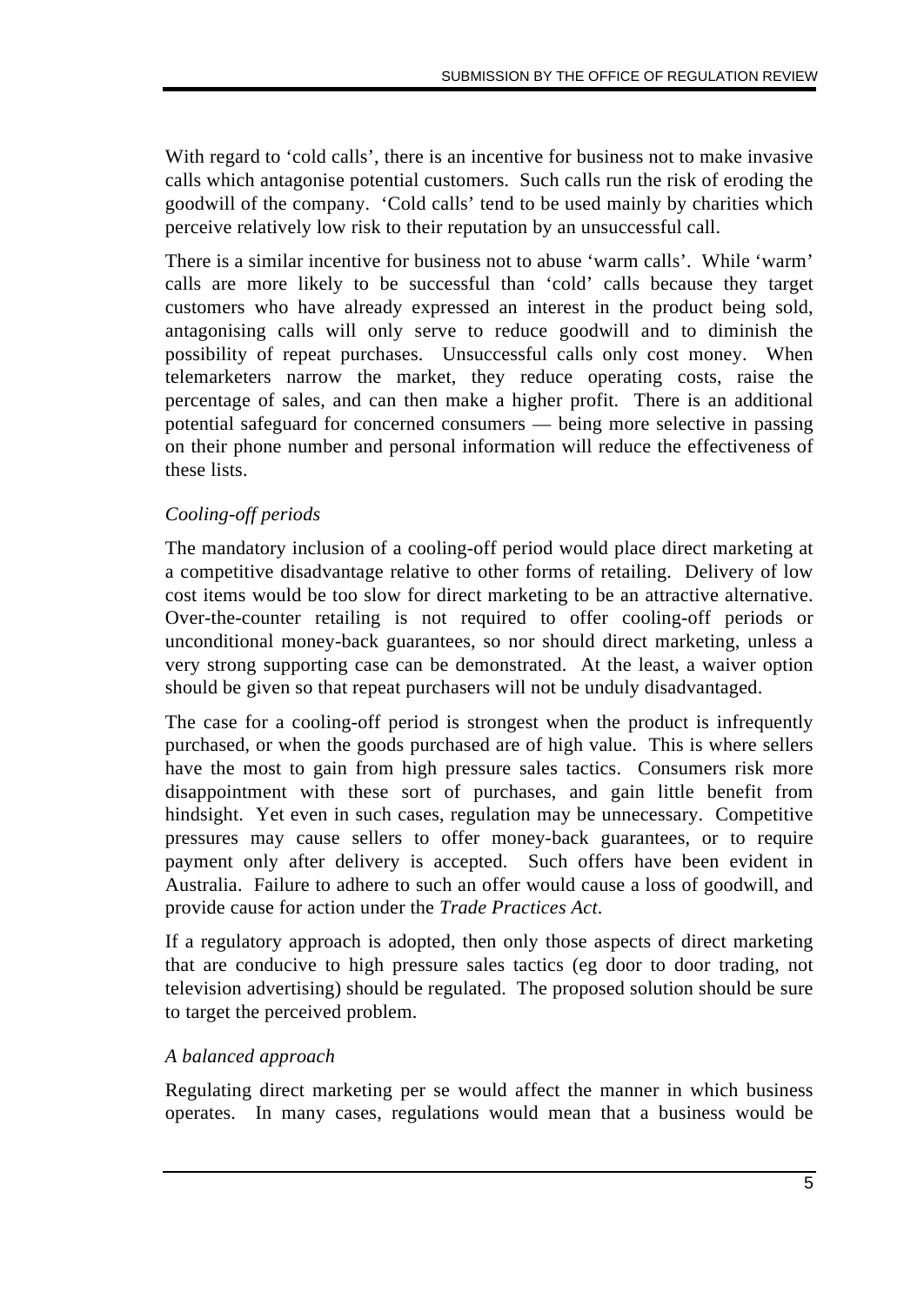With regard to 'cold calls', there is an incentive for business not to make invasive calls which antagonise potential customers. Such calls run the risk of eroding the goodwill of the company. 'Cold calls' tend to be used mainly by charities which perceive relatively low risk to their reputation by an unsuccessful call.

There is a similar incentive for business not to abuse 'warm calls'. While 'warm' calls are more likely to be successful than 'cold' calls because they target customers who have already expressed an interest in the product being sold, antagonising calls will only serve to reduce goodwill and to diminish the possibility of repeat purchases. Unsuccessful calls only cost money. When telemarketers narrow the market, they reduce operating costs, raise the percentage of sales, and can then make a higher profit. There is an additional potential safeguard for concerned consumers — being more selective in passing on their phone number and personal information will reduce the effectiveness of these lists.

### *Cooling-off periods*

The mandatory inclusion of a cooling-off period would place direct marketing at a competitive disadvantage relative to other forms of retailing. Delivery of low cost items would be too slow for direct marketing to be an attractive alternative. Over-the-counter retailing is not required to offer cooling-off periods or unconditional money-back guarantees, so nor should direct marketing, unless a very strong supporting case can be demonstrated. At the least, a waiver option should be given so that repeat purchasers will not be unduly disadvantaged.

The case for a cooling-off period is strongest when the product is infrequently purchased, or when the goods purchased are of high value. This is where sellers have the most to gain from high pressure sales tactics. Consumers risk more disappointment with these sort of purchases, and gain little benefit from hindsight. Yet even in such cases, regulation may be unnecessary. Competitive pressures may cause sellers to offer money-back guarantees, or to require payment only after delivery is accepted. Such offers have been evident in Australia. Failure to adhere to such an offer would cause a loss of goodwill, and provide cause for action under the *Trade Practices Act*.

If a regulatory approach is adopted, then only those aspects of direct marketing that are conducive to high pressure sales tactics (eg door to door trading, not television advertising) should be regulated. The proposed solution should be sure to target the perceived problem.

### *A balanced approach*

Regulating direct marketing per se would affect the manner in which business operates. In many cases, regulations would mean that a business would be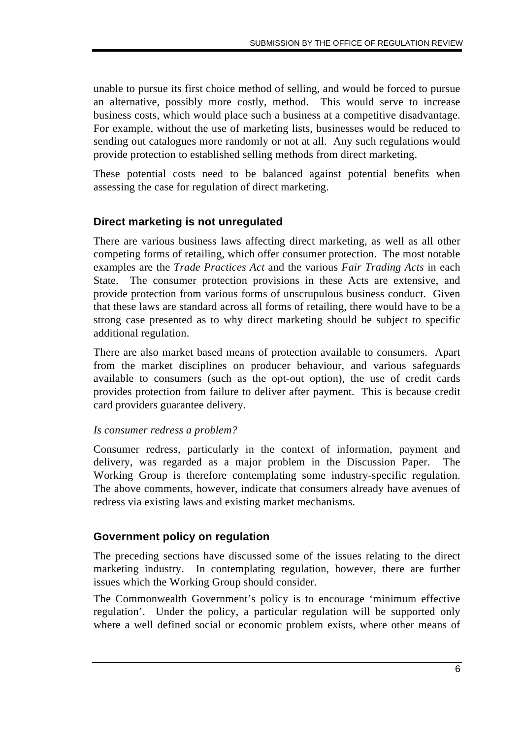unable to pursue its first choice method of selling, and would be forced to pursue an alternative, possibly more costly, method. This would serve to increase business costs, which would place such a business at a competitive disadvantage. For example, without the use of marketing lists, businesses would be reduced to sending out catalogues more randomly or not at all. Any such regulations would provide protection to established selling methods from direct marketing.

These potential costs need to be balanced against potential benefits when assessing the case for regulation of direct marketing.

## Direct marketing is not unregulated

There are various business laws affecting direct marketing, as well as all other competing forms of retailing, which offer consumer protection. The most notable examples are the *Trade Practices Act* and the various *Fair Trading Acts* in each State. The consumer protection provisions in these Acts are extensive, and provide protection from various forms of unscrupulous business conduct. Given that these laws are standard across all forms of retailing, there would have to be a strong case presented as to why direct marketing should be subject to specific additional regulation.

There are also market based means of protection available to consumers. Apart from the market disciplines on producer behaviour, and various safeguards available to consumers (such as the opt-out option), the use of credit cards provides protection from failure to deliver after payment. This is because credit card providers guarantee delivery.

### *Is consumer redress a problem?*

Consumer redress, particularly in the context of information, payment and delivery, was regarded as a major problem in the Discussion Paper. The Working Group is therefore contemplating some industry-specific regulation. The above comments, however, indicate that consumers already have avenues of redress via existing laws and existing market mechanisms.

## Government policy on regulation

The preceding sections have discussed some of the issues relating to the direct marketing industry. In contemplating regulation, however, there are further issues which the Working Group should consider.

The Commonwealth Government's policy is to encourage 'minimum effective regulation'. Under the policy, a particular regulation will be supported only where a well defined social or economic problem exists, where other means of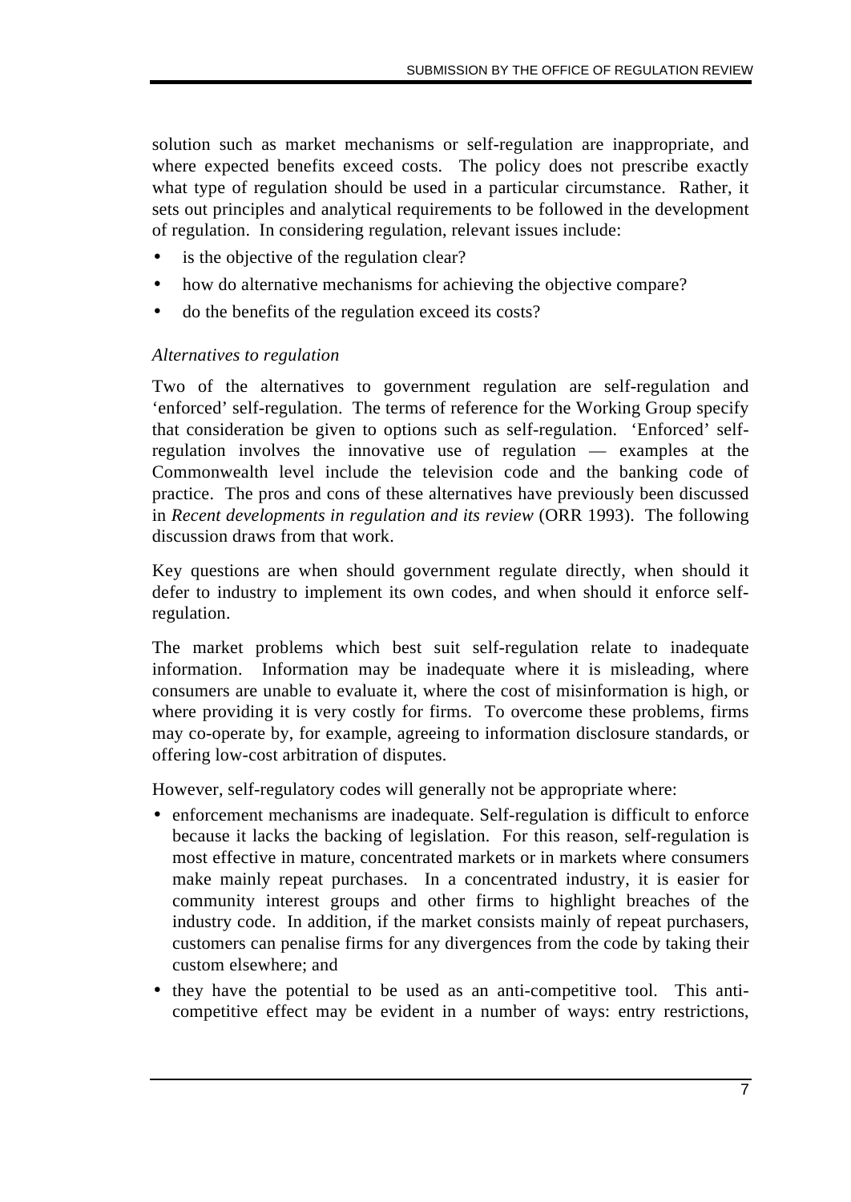solution such as market mechanisms or self-regulation are inappropriate, and where expected benefits exceed costs. The policy does not prescribe exactly what type of regulation should be used in a particular circumstance. Rather, it sets out principles and analytical requirements to be followed in the development of regulation. In considering regulation, relevant issues include:

- is the objective of the regulation clear?
- how do alternative mechanisms for achieving the objective compare?
- do the benefits of the regulation exceed its costs?

*Alternatives to regulation*

Two of the alternatives to government regulation are self-regulation and 'enforced' self-regulation. The terms of reference for the Working Group specify that consideration be given to options such as self-regulation. 'Enforced' self-regulation involves the innovative use of regulation — examples at the Commonwealth level include the television code and the banking code of practice. The pros and cons of these alternatives have previously been discussed in *Recent developments in regulation and its review* (ORR 1993). The following discussion draws from that work.

Key questions are when should government regulate directly, when should it defer to industry to implement its own codes, and when should it enforce self-regulation.

The market problems which best suit self-regulation relate to inadequate information. Information may be inadequate where it is misleading, where consumers are unable to evaluate it, where the cost of misinformation is high, or where providing it is very costly for firms. To overcome these problems, firms may co-operate by, for example, agreeing to information disclosure standards, or offering low-cost arbitration of disputes.

However, self-regulatory codes will generally not be appropriate where:

- enforcement mechanisms are inadequate. Self-regulation is difficult to enforce because it lacks the backing of legislation. For this reason, self-regulation is most effective in mature, concentrated markets or in markets where consumers make mainly repeat purchases. In a concentrated industry, it is easier for community interest groups and other firms to highlight breaches of the industry code. In addition, if the market consists mainly of repeat purchasers, customers can penalise firms for any divergences from the code by taking their custom elsewhere; and
- they have the potential to be used as an anti-competitive tool. This anti-competitive effect may be evident in a number of ways: entry restrictions,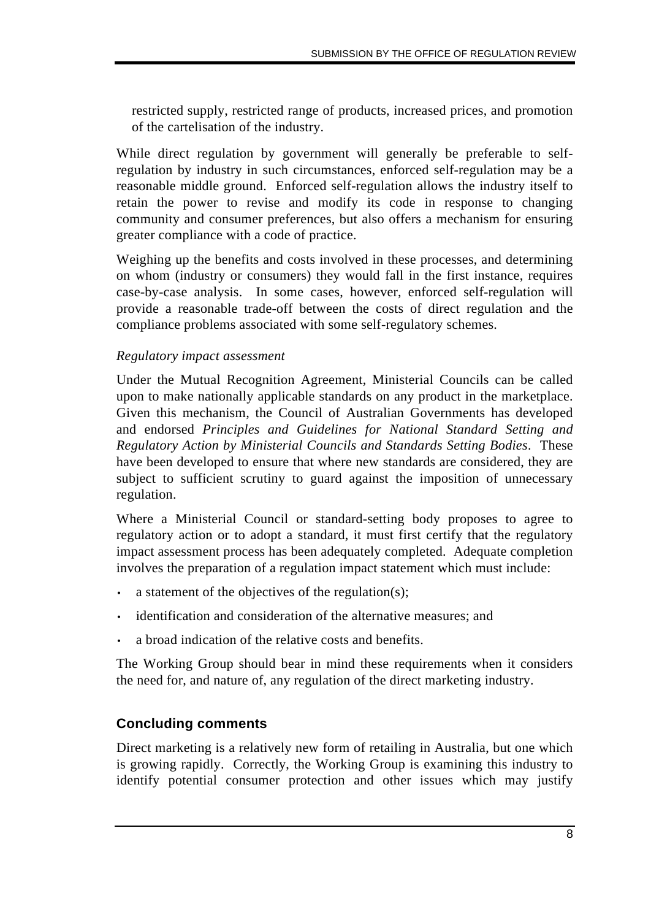restricted supply, restricted range of products, increased prices, and promotion of the cartelisation of the industry.

While direct regulation by government will generally be preferable to self-regulation by industry in such circumstances, enforced self-regulation may be a reasonable middle ground. Enforced self-regulation allows the industry itself to retain the power to revise and modify its code in response to changing community and consumer preferences, but also offers a mechanism for ensuring greater compliance with a code of practice.

Weighing up the benefits and costs involved in these processes, and determining on whom (industry or consumers) they would fall in the first instance, requires case-by-case analysis. In some cases, however, enforced self-regulation will provide a reasonable trade-off between the costs of direct regulation and the compliance problems associated with some self-regulatory schemes.

*Regulatory impact assessment*

Under the Mutual Recognition Agreement, Ministerial Councils can be called upon to make nationally applicable standards on any product in the marketplace. Given this mechanism, the Council of Australian Governments has developed and endorsed *Principles and Guidelines for National Standard Setting and Regulatory Action by Ministerial Councils and Standards Setting Bodies*. These have been developed to ensure that where new standards are considered, they are subject to sufficient scrutiny to guard against the imposition of unnecessary regulation.

Where a Ministerial Council or standard-setting body proposes to agree to regulatory action or to adopt a standard, it must first certify that the regulatory impact assessment process has been adequately completed. Adequate completion involves the preparation of a regulation impact statement which must include:

- a statement of the objectives of the regulation(s);
- identification and consideration of the alternative measures; and
- a broad indication of the relative costs and benefits.

The Working Group should bear in mind these requirements when it considers the need for, and nature of, any regulation of the direct marketing industry.

## Concluding comments

Direct marketing is a relatively new form of retailing in Australia, but one which is growing rapidly. Correctly, the Working Group is examining this industry to identify potential consumer protection and other issues which may justify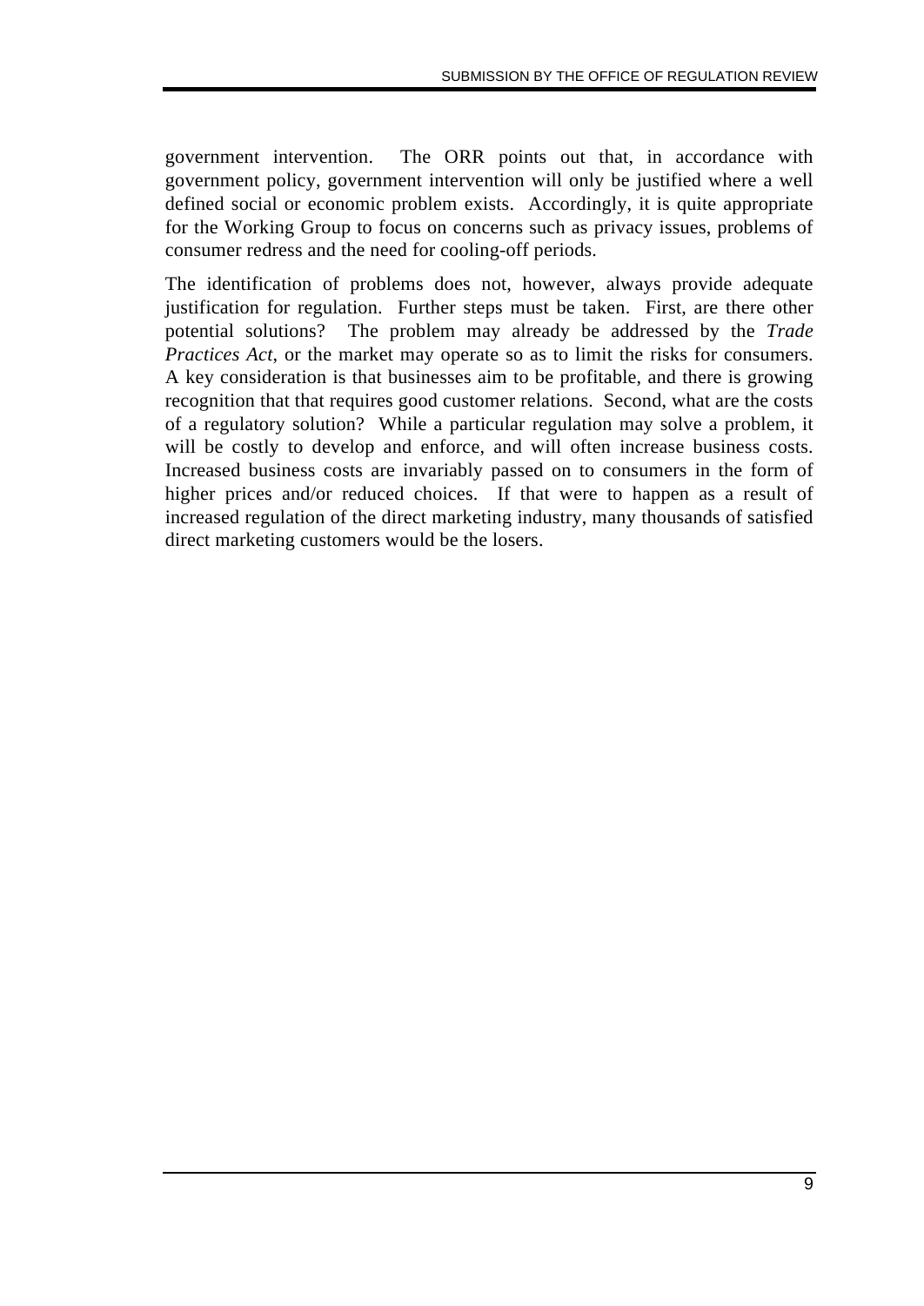government intervention. The ORR points out that, in accordance with government policy, government intervention will only be justified where a well defined social or economic problem exists. Accordingly, it is quite appropriate for the Working Group to focus on concerns such as privacy issues, problems of consumer redress and the need for cooling-off periods.

The identification of problems does not, however, always provide adequate justification for regulation. Further steps must be taken. First, are there other potential solutions? The problem may already be addressed by the *Trade Practices Act*, or the market may operate so as to limit the risks for consumers. A key consideration is that businesses aim to be profitable, and there is growing recognition that that requires good customer relations. Second, what are the costs of a regulatory solution? While a particular regulation may solve a problem, it will be costly to develop and enforce, and will often increase business costs. Increased business costs are invariably passed on to consumers in the form of higher prices and/or reduced choices. If that were to happen as a result of increased regulation of the direct marketing industry, many thousands of satisfied direct marketing customers would be the losers.